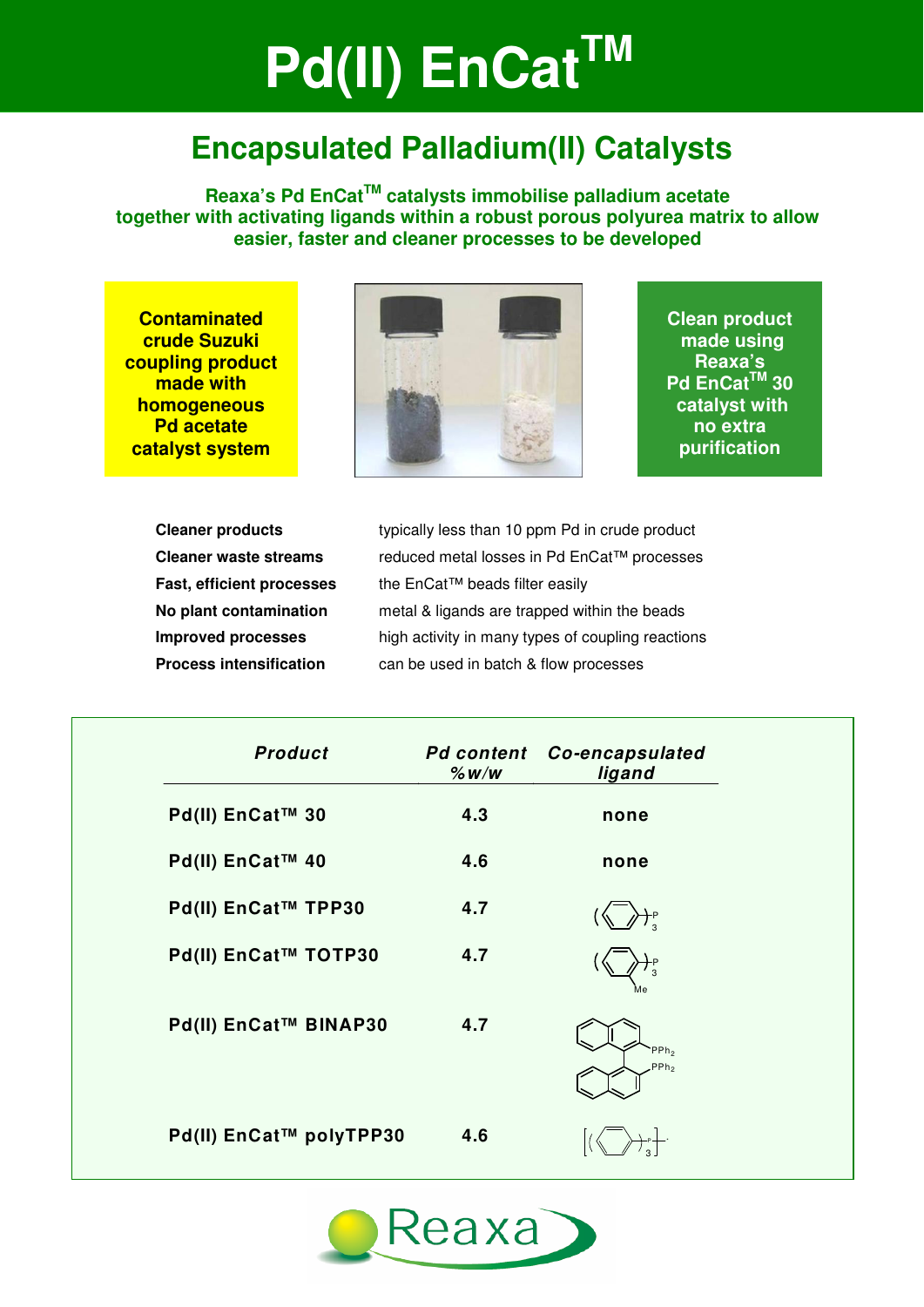# Pd(II) EnCat™

## Encapsulated Palladium(II) Catalysts

**Reaxa's Pd EnCat™ catalysts immobilise palladium acetate together with activating ligands within a robust porous polyurea matrix to allow easier, faster and cleaner processes to be developed**

**Contaminated crude Suzuki coupling product made with homogeneous Pd acetate catalyst system**

**Clean product made using Reaxa's Pd EnCat™ 30 catalyst with no extra purification**

| | |
|---|---|
| **Cleaner products** | typically less than 10 ppm Pd in crude product |
| **Cleaner waste streams** | reduced metal losses in Pd EnCat™ processes |
| **Fast, efficient processes** | the EnCat™ beads filter easily |
| **No plant contamination** | metal & ligands are trapped within the beads |
| **Improved processes** | high activity in many types of coupling reactions |
| **Process intensification** | can be used in batch & flow processes |

| *Product* | *Pd content %w/w* | *Co-encapsulated ligand* |
|---|---|---|
| Pd(II) EnCat™ 30 | 4.3 | none |
| Pd(II) EnCat™ 40 | 4.6 | none |
| Pd(II) EnCat™ TPP30 | 4.7 | $(C_6H_5)_3P$ |
| Pd(II) EnCat™ TOTP30 | 4.7 | $(2\text{-}MeC_6H_4)_3P$ |
| Pd(II) EnCat™ BINAP30 | 4.7 | BINAP ($PPh_2$, $PPh_2$) |
| Pd(II) EnCat™ polyTPP30 | 4.6 | $[(C_6H_4)_3P]$ (polymeric) |

Reaxa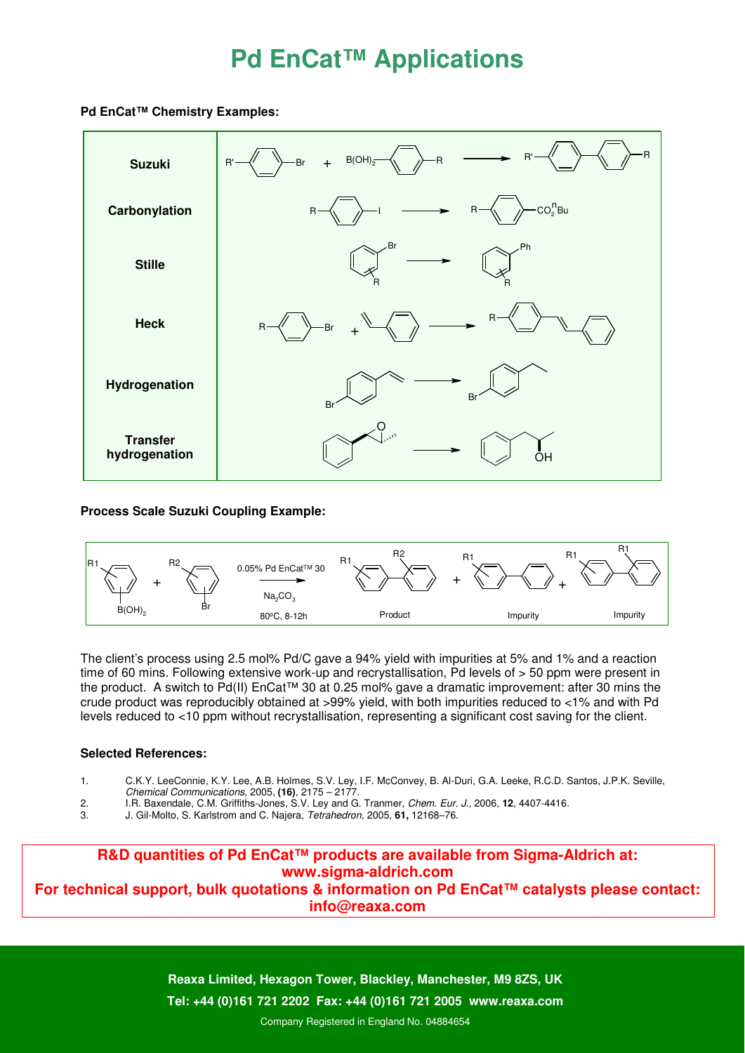# Pd EnCat™ Applications

**Pd EnCat™ Chemistry Examples:**

| | |
|---|---|
| **Suzuki** | R'–C₆H₄–Br + B(OH)₂–C₆H₄–R → R'–C₆H₄–C₆H₄–R |
| **Carbonylation** | R–C₆H₄–I → R–C₆H₄–$CO_2{}^nBu$ |
| **Stille** | Br–C₆H₄–R → Ph–C₆H₄–R |
| **Heck** | R–C₆H₄–Br + styrene → R–C₆H₄–CH=CH–C₆H₅ |
| **Hydrogenation** | Br–C₆H₄–CH=CH₂ → Br–C₆H₄–CH₂CH₃ |
| **Transfer hydrogenation** | epoxide → alcohol (OH) |

**Process Scale Suzuki Coupling Example:**

R1–C₆H₄–B(OH)₂ + R2–C₆H₄–Br → (0.05% Pd EnCat™ 30, $Na_2CO_3$, 80°C, 8-12h) Product + Impurity + Impurity

The client's process using 2.5 mol% Pd/C gave a 94% yield with impurities at 5% and 1% and a reaction time of 60 mins. Following extensive work-up and recrystallisation, Pd levels of > 50 ppm were present in the product. A switch to Pd(II) EnCat™ 30 at 0.25 mol% gave a dramatic improvement: after 30 mins the crude product was reproducibly obtained at >99% yield, with both impurities reduced to <1% and with Pd levels reduced to <10 ppm without recrystallisation, representing a significant cost saving for the client.

**Selected References:**

1. C.K.Y. LeeConnie, K.Y. Lee, A.B. Holmes, S.V. Ley, I.F. McConvey, B. Al-Duri, G.A. Leeke, R.C.D. Santos, J.P.K. Seville, *Chemical Communications*, 2005, **(16)**, 2175 – 2177.
2. I.R. Baxendale, C.M. Griffiths-Jones, S.V. Ley and G. Tranmer, *Chem. Eur. J.*, 2006, **12**, 4407-4416.
3. J. Gil-Molto, S. Karlstrom and C. Najera, *Tetrahedron,* 2005, **61,** 12168–76.

**R&D quantities of Pd EnCat™ products are available from Sigma-Aldrich at: www.sigma-aldrich.com**
**For technical support, bulk quotations & information on Pd EnCat™ catalysts please contact: info@reaxa.com**

**Reaxa Limited, Hexagon Tower, Blackley, Manchester, M9 8ZS, UK**
**Tel: +44 (0)161 721 2202 Fax: +44 (0)161 721 2005 www.reaxa.com**
Company Registered in England No. 04884654